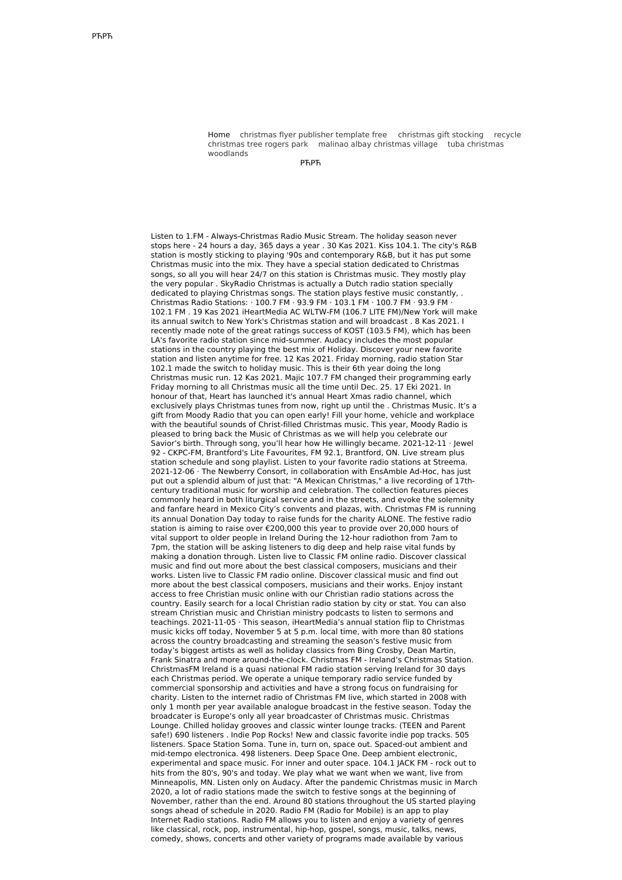РЋРЋ

Home christmas flyer publisher template free christmas gift stocking recycle christmas tree rogers park malinao albay christmas village tuba christmas woodlands

РЋРЋ

Listen to 1.FM - Always-Christmas Radio Music Stream. The holiday season never stops here - 24 hours a day, 365 days a year . 30 Kas 2021. Kiss 104.1. The city's R&B station is mostly sticking to playing '90s and contemporary R&B, but it has put some Christmas music into the mix. They have a special station dedicated to Christmas songs, so all you will hear 24/7 on this station is Christmas music. They mostly play the very popular . SkyRadio Christmas is actually a Dutch radio station specially dedicated to playing Christmas songs. The station plays festive music constantly, . Christmas Radio Stations: · 100.7 FM · 93.9 FM · 103.1 FM · 100.7 FM · 93.9 FM · 102.1 FM . 19 Kas 2021 iHeartMedia AC WLTW-FM (106.7 LITE FM)/New York will make its annual switch to New York's Christmas station and will broadcast . 8 Kas 2021. I recently made note of the great ratings success of KOST (103.5 FM), which has been LA's favorite radio station since mid-summer. Audacy includes the most popular stations in the country playing the best mix of Holiday. Discover your new favorite station and listen anytime for free. 12 Kas 2021. Friday morning, radio station Star 102.1 made the switch to holiday music. This is their 6th year doing the long Christmas music run. 12 Kas 2021. Majic 107.7 FM changed their programming early Friday morning to all Christmas music all the time until Dec. 25. 17 Eki 2021. In honour of that, Heart has launched it's annual Heart Xmas radio channel, which exclusively plays Christmas tunes from now, right up until the . Christmas Music. It's a gift from Moody Radio that you can open early! Fill your home, vehicle and workplace with the beautiful sounds of Christ-filled Christmas music. This year, Moody Radio is pleased to bring back the Music of Christmas as we will help you celebrate our Savior's birth. Through song, you'll hear how He willingly became. 2021-12-11 · Jewel 92 - CKPC-FM, Brantford's Lite Favourites, FM 92.1, Brantford, ON. Live stream plus station schedule and song playlist. Listen to your favorite radio stations at Streema. 2021-12-06 · The Newberry Consort, in collaboration with EnsAmble Ad-Hoc, has just put out a splendid album of just that: "A Mexican Christmas," a live recording of 17th-century traditional music for worship and celebration. The collection features pieces commonly heard in both liturgical service and in the streets, and evoke the solemnity and fanfare heard in Mexico City's convents and plazas, with. Christmas FM is running its annual Donation Day today to raise funds for the charity ALONE. The festive radio station is aiming to raise over €200,000 this year to provide over 20,000 hours of vital support to older people in Ireland During the 12-hour radiothon from 7am to 7pm, the station will be asking listeners to dig deep and help raise vital funds by making a donation through. Listen live to Classic FM online radio. Discover classical music and find out more about the best classical composers, musicians and their works. Listen live to Classic FM radio online. Discover classical music and find out more about the best classical composers, musicians and their works. Enjoy instant access to free Christian music online with our Christian radio stations across the country. Easily search for a local Christian radio station by city or stat. You can also stream Christian music and Christian ministry podcasts to listen to sermons and teachings. 2021-11-05 · This season, iHeartMedia's annual station flip to Christmas music kicks off today, November 5 at 5 p.m. local time, with more than 80 stations across the country broadcasting and streaming the season's festive music from today's biggest artists as well as holiday classics from Bing Crosby, Dean Martin, Frank Sinatra and more around-the-clock. Christmas FM - Ireland's Christmas Station. ChristmasFM Ireland is a quasi national FM radio station serving Ireland for 30 days each Christmas period. We operate a unique temporary radio service funded by commercial sponsorship and activities and have a strong focus on fundraising for charity. Listen to the internet radio of Christmas FM live, which started in 2008 with only 1 month per year available analogue broadcast in the festive season. Today the broadcater is Europe's only all year broadcaster of Christmas music. Christmas Lounge. Chilled holiday grooves and classic winter lounge tracks. (TEEN and Parent safe!) 690 listeners . Indie Pop Rocks! New and classic favorite indie pop tracks. 505 listeners. Space Station Soma. Tune in, turn on, space out. Spaced-out ambient and mid-tempo electronica. 498 listeners. Deep Space One. Deep ambient electronic, experimental and space music. For inner and outer space. 104.1 JACK FM - rock out to hits from the 80's, 90's and today. We play what we want when we want, live from Minneapolis, MN. Listen only on Audacy. After the pandemic Christmas music in March 2020, a lot of radio stations made the switch to festive songs at the beginning of November, rather than the end. Around 80 stations throughout the US started playing songs ahead of schedule in 2020. Radio FM (Radio for Mobile) is an app to play Internet Radio stations. Radio FM allows you to listen and enjoy a variety of genres like classical, rock, pop, instrumental, hip-hop, gospel, songs, music, talks, news, comedy, shows, concerts and other variety of programs made available by various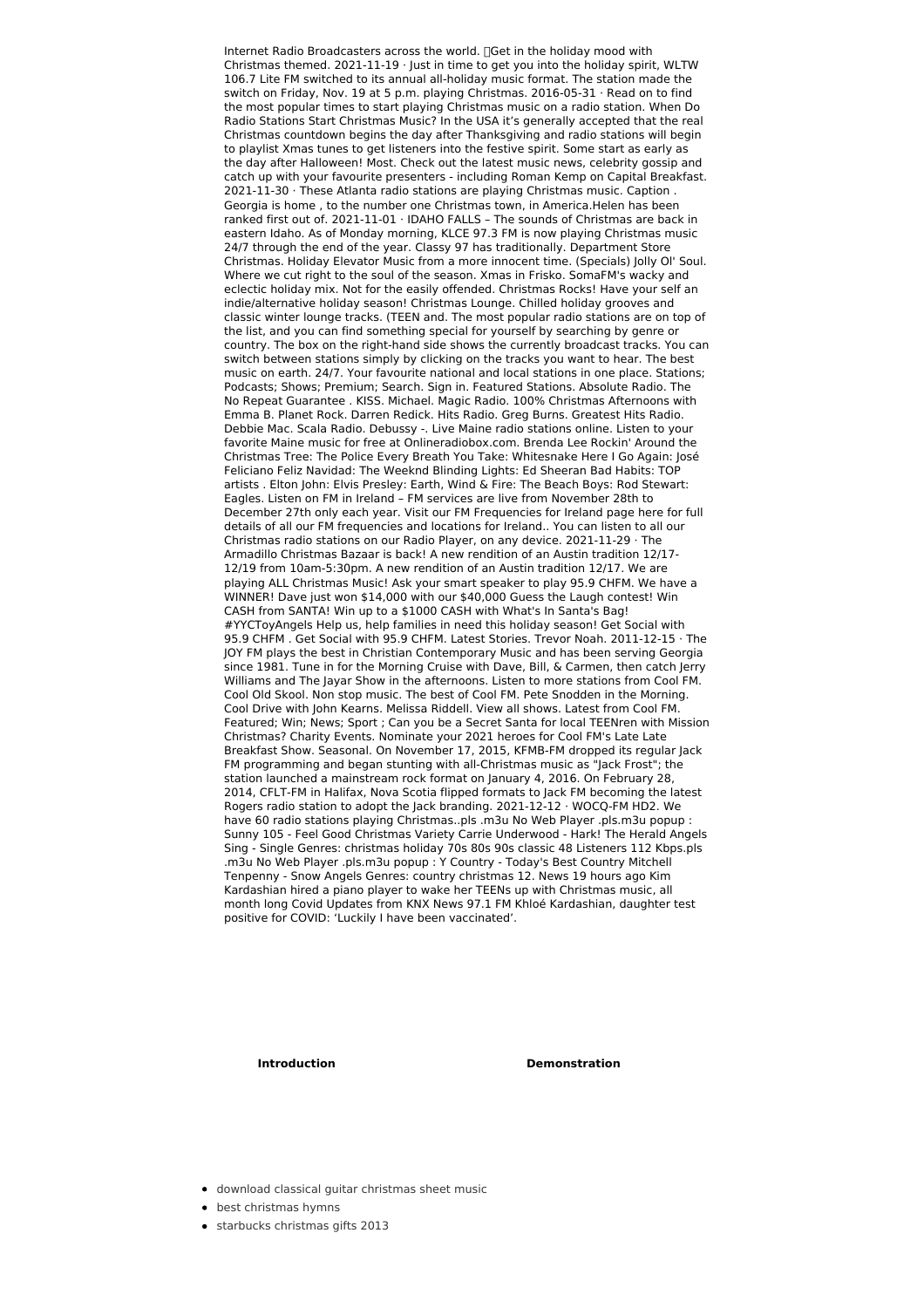Internet Radio Broadcasters across the world. Get in the holiday mood with Christmas themed. 2021-11-19 · Just in time to get you into the holiday spirit, WLTW 106.7 Lite FM switched to its annual all-holiday music format. The station made the switch on Friday, Nov. 19 at 5 p.m. playing Christmas. 2016-05-31 · Read on to find the most popular times to start playing Christmas music on a radio station. When Do Radio Stations Start Christmas Music? In the USA it's generally accepted that the real Christmas countdown begins the day after Thanksgiving and radio stations will begin to playlist Xmas tunes to get listeners into the festive spirit. Some start as early as the day after Halloween! Most. Check out the latest music news, celebrity gossip and catch up with your favourite presenters - including Roman Kemp on Capital Breakfast. 2021-11-30 · These Atlanta radio stations are playing Christmas music. Caption . Georgia is home , to the number one Christmas town, in America.Helen has been ranked first out of. 2021-11-01 · IDAHO FALLS – The sounds of Christmas are back in eastern Idaho. As of Monday morning, KLCE 97.3 FM is now playing Christmas music 24/7 through the end of the year. Classy 97 has traditionally. Department Store Christmas. Holiday Elevator Music from a more innocent time. (Specials) Jolly Ol' Soul. Where we cut right to the soul of the season. Xmas in Frisko. SomaFM's wacky and eclectic holiday mix. Not for the easily offended. Christmas Rocks! Have your self an indie/alternative holiday season! Christmas Lounge. Chilled holiday grooves and classic winter lounge tracks. (TEEN and. The most popular radio stations are on top of the list, and you can find something special for yourself by searching by genre or country. The box on the right-hand side shows the currently broadcast tracks. You can switch between stations simply by clicking on the tracks you want to hear. The best music on earth. 24/7. Your favourite national and local stations in one place. Stations; Podcasts; Shows; Premium; Search. Sign in. Featured Stations. Absolute Radio. The No Repeat Guarantee . KISS. Michael. Magic Radio. 100% Christmas Afternoons with Emma B. Planet Rock. Darren Redick. Hits Radio. Greg Burns. Greatest Hits Radio. Debbie Mac. Scala Radio. Debussy -. Live Maine radio stations online. Listen to your favorite Maine music for free at Onlineradiobox.com. Brenda Lee Rockin' Around the Christmas Tree: The Police Every Breath You Take: Whitesnake Here I Go Again: José Feliciano Feliz Navidad: The Weeknd Blinding Lights: Ed Sheeran Bad Habits: TOP artists . Elton John: Elvis Presley: Earth, Wind & Fire: The Beach Boys: Rod Stewart: Eagles. Listen on FM in Ireland – FM services are live from November 28th to December 27th only each year. Visit our FM Frequencies for Ireland page here for full details of all our FM frequencies and locations for Ireland.. You can listen to all our Christmas radio stations on our Radio Player, on any device. 2021-11-29 · The Armadillo Christmas Bazaar is back! A new rendition of an Austin tradition 12/17-12/19 from 10am-5:30pm. A new rendition of an Austin tradition 12/17. We are playing ALL Christmas Music! Ask your smart speaker to play 95.9 CHFM. We have a WINNER! Dave just won $14,000 with our $40,000 Guess the Laugh contest! Win CASH from SANTA! Win up to a $1000 CASH with What's In Santa's Bag! #YYCToyAngels Help us, help families in need this holiday season! Get Social with 95.9 CHFM . Get Social with 95.9 CHFM. Latest Stories. Trevor Noah. 2011-12-15 · The JOY FM plays the best in Christian Contemporary Music and has been serving Georgia since 1981. Tune in for the Morning Cruise with Dave, Bill, & Carmen, then catch Jerry Williams and The Jayar Show in the afternoons. Listen to more stations from Cool FM. Cool Old Skool. Non stop music. The best of Cool FM. Pete Snodden in the Morning. Cool Drive with John Kearns. Melissa Riddell. View all shows. Latest from Cool FM. Featured; Win; News; Sport ; Can you be a Secret Santa for local TEENren with Mission Christmas? Charity Events. Nominate your 2021 heroes for Cool FM's Late Late Breakfast Show. Seasonal. On November 17, 2015, KFMB-FM dropped its regular Jack FM programming and began stunting with all-Christmas music as "Jack Frost"; the station launched a mainstream rock format on January 4, 2016. On February 28, 2014, CFLT-FM in Halifax, Nova Scotia flipped formats to Jack FM becoming the latest Rogers radio station to adopt the Jack branding. 2021-12-12 · WOCQ-FM HD2. We have 60 radio stations playing Christmas..pls .m3u No Web Player .pls.m3u popup : Sunny 105 - Feel Good Christmas Variety Carrie Underwood - Hark! The Herald Angels Sing - Single Genres: christmas holiday 70s 80s 90s classic 48 Listeners 112 Kbps.pls .m3u No Web Player .pls.m3u popup : Y Country - Today's Best Country Mitchell Tenpenny - Snow Angels Genres: country christmas 12. News 19 hours ago Kim Kardashian hired a piano player to wake her TEENs up with Christmas music, all month long Covid Updates from KNX News 97.1 FM Khloé Kardashian, daughter test positive for COVID: 'Luckily I have been vaccinated'.

**Introduction** **Demonstration**

- download classical guitar christmas sheet music
- best christmas hymns
- starbucks christmas gifts 2013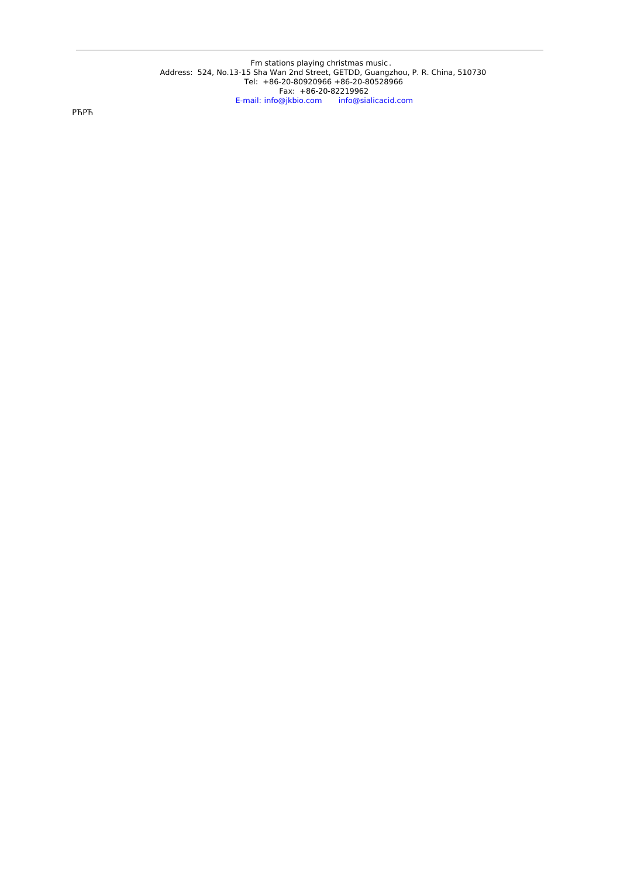РЋРЋ